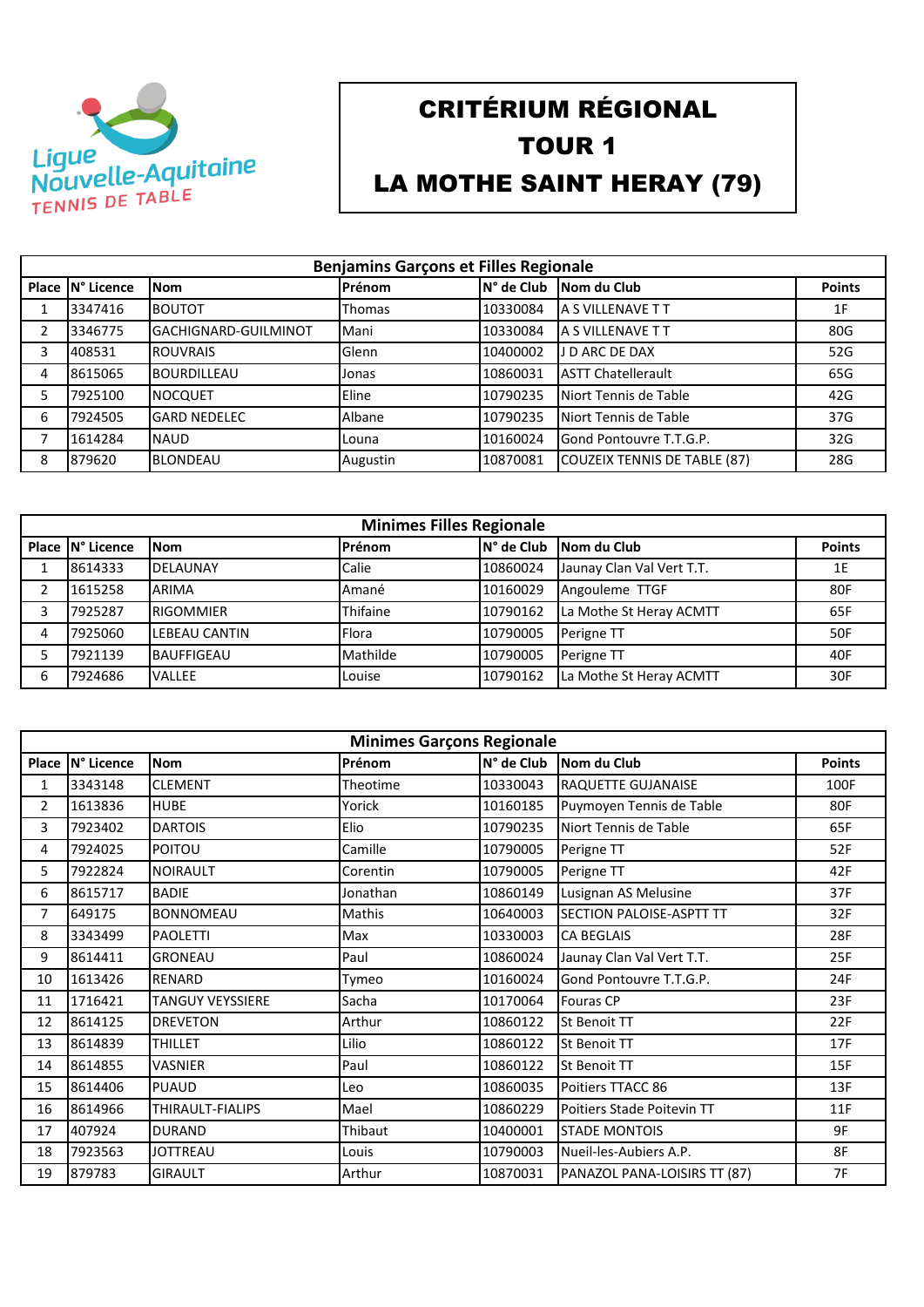Ligue Nouvelle-Aquitaine TENNIS DE TABLE

# CRITÉRIUM RÉGIONAL
# TOUR 1
# LA MOTHE SAINT HERAY (79)

| Benjamins Garçons et Filles Regionale | | | | | | |
|---|---|---|---|---|---|---|
| **Place** | **N° Licence** | **Nom** | **Prénom** | **N° de Club** | **Nom du Club** | **Points** |
| 1 | 3347416 | BOUTOT | Thomas | 10330084 | A S VILLENAVE T T | 1F |
| 2 | 3346775 | GACHIGNARD-GUILMINOT | Mani | 10330084 | A S VILLENAVE T T | 80G |
| 3 | 408531 | ROUVRAIS | Glenn | 10400002 | J D ARC DE DAX | 52G |
| 4 | 8615065 | BOURDILLEAU | Jonas | 10860031 | ASTT Chatellerault | 65G |
| 5 | 7925100 | NOCQUET | Eline | 10790235 | Niort Tennis de Table | 42G |
| 6 | 7924505 | GARD NEDELEC | Albane | 10790235 | Niort Tennis de Table | 37G |
| 7 | 1614284 | NAUD | Louna | 10160024 | Gond Pontouvre T.T.G.P. | 32G |
| 8 | 879620 | BLONDEAU | Augustin | 10870081 | COUZEIX TENNIS DE TABLE (87) | 28G |

| Minimes Filles Regionale | | | | | | |
|---|---|---|---|---|---|---|
| **Place** | **N° Licence** | **Nom** | **Prénom** | **N° de Club** | **Nom du Club** | **Points** |
| 1 | 8614333 | DELAUNAY | Calie | 10860024 | Jaunay Clan Val Vert T.T. | 1E |
| 2 | 1615258 | ARIMA | Amané | 10160029 | Angouleme TTGF | 80F |
| 3 | 7925287 | RIGOMMIER | Thifaine | 10790162 | La Mothe St Heray ACMTT | 65F |
| 4 | 7925060 | LEBEAU CANTIN | Flora | 10790005 | Perigne TT | 50F |
| 5 | 7921139 | BAUFFIGEAU | Mathilde | 10790005 | Perigne TT | 40F |
| 6 | 7924686 | VALLEE | Louise | 10790162 | La Mothe St Heray ACMTT | 30F |

| Minimes Garçons Regionale | | | | | | |
|---|---|---|---|---|---|---|
| **Place** | **N° Licence** | **Nom** | **Prénom** | **N° de Club** | **Nom du Club** | **Points** |
| 1 | 3343148 | CLEMENT | Theotime | 10330043 | RAQUETTE GUJANAISE | 100F |
| 2 | 1613836 | HUBE | Yorick | 10160185 | Puymoyen Tennis de Table | 80F |
| 3 | 7923402 | DARTOIS | Elio | 10790235 | Niort Tennis de Table | 65F |
| 4 | 7924025 | POITOU | Camille | 10790005 | Perigne TT | 52F |
| 5 | 7922824 | NOIRAULT | Corentin | 10790005 | Perigne TT | 42F |
| 6 | 8615717 | BADIE | Jonathan | 10860149 | Lusignan AS Melusine | 37F |
| 7 | 649175 | BONNOMEAU | Mathis | 10640003 | SECTION PALOISE-ASPTT TT | 32F |
| 8 | 3343499 | PAOLETTI | Max | 10330003 | CA BEGLAIS | 28F |
| 9 | 8614411 | GRONEAU | Paul | 10860024 | Jaunay Clan Val Vert T.T. | 25F |
| 10 | 1613426 | RENARD | Tymeo | 10160024 | Gond Pontouvre T.T.G.P. | 24F |
| 11 | 1716421 | TANGUY VEYSSIERE | Sacha | 10170064 | Fouras CP | 23F |
| 12 | 8614125 | DREVETON | Arthur | 10860122 | St Benoit TT | 22F |
| 13 | 8614839 | THILLET | Lilio | 10860122 | St Benoit TT | 17F |
| 14 | 8614855 | VASNIER | Paul | 10860122 | St Benoit TT | 15F |
| 15 | 8614406 | PUAUD | Leo | 10860035 | Poitiers TTACC 86 | 13F |
| 16 | 8614966 | THIRAULT-FIALIPS | Mael | 10860229 | Poitiers Stade Poitevin TT | 11F |
| 17 | 407924 | DURAND | Thibaut | 10400001 | STADE MONTOIS | 9F |
| 18 | 7923563 | JOTTREAU | Louis | 10790003 | Nueil-les-Aubiers A.P. | 8F |
| 19 | 879783 | GIRAULT | Arthur | 10870031 | PANAZOL PANA-LOISIRS TT (87) | 7F |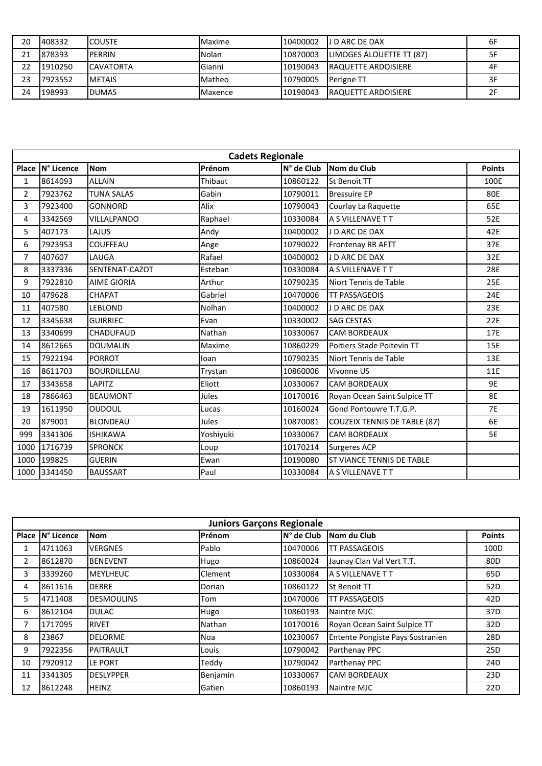| 20 | 408332 | COUSTE | Maxime | 10400002 | J D ARC DE DAX | 6F |
|---|---|---|---|---|---|---|
| 21 | 878393 | PERRIN | Nolan | 10870003 | LIMOGES ALOUETTE TT (87) | 5F |
| 22 | 1910250 | CAVATORTA | Gianni | 10190043 | RAQUETTE ARDOISIERE | 4F |
| 23 | 7923552 | METAIS | Matheo | 10790005 | Perigne TT | 3F |
| 24 | 198993 | DUMAS | Maxence | 10190043 | RAQUETTE ARDOISIERE | 2F |

## Cadets Regionale

| Place | N° Licence | Nom | Prénom | N° de Club | Nom du Club | Points |
|---|---|---|---|---|---|---|
| 1 | 8614093 | ALLAIN | Thibaut | 10860122 | St Benoit TT | 100E |
| 2 | 7923762 | TUNA SALAS | Gabin | 10790011 | Bressuire EP | 80E |
| 3 | 7923400 | GONNORD | Alix | 10790043 | Courlay La Raquette | 65E |
| 4 | 3342569 | VILLALPANDO | Raphael | 10330084 | A S VILLENAVE T T | 52E |
| 5 | 407173 | LAJUS | Andy | 10400002 | J D ARC DE DAX | 42E |
| 6 | 7923953 | COUFFEAU | Ange | 10790022 | Frontenay RR AFTT | 37E |
| 7 | 407607 | LAUGA | Rafael | 10400002 | J D ARC DE DAX | 32E |
| 8 | 3337336 | SENTENAT-CAZOT | Esteban | 10330084 | A S VILLENAVE T T | 28E |
| 9 | 7922810 | AIME GIORIA | Arthur | 10790235 | Niort Tennis de Table | 25E |
| 10 | 479628 | CHAPAT | Gabriel | 10470006 | TT PASSAGEOIS | 24E |
| 11 | 407580 | LEBLOND | Nolhan | 10400002 | J D ARC DE DAX | 23E |
| 12 | 3345638 | GUIRRIEC | Evan | 10330002 | SAG CESTAS | 22E |
| 13 | 3340699 | CHADUFAUD | Nathan | 10330067 | CAM BORDEAUX | 17E |
| 14 | 8612665 | DOUMALIN | Maxime | 10860229 | Poitiers Stade Poitevin TT | 15E |
| 15 | 7922194 | PORROT | Ioan | 10790235 | Niort Tennis de Table | 13E |
| 16 | 8611703 | BOURDILLEAU | Trystan | 10860006 | Vivonne US | 11E |
| 17 | 3343658 | LAPITZ | Eliott | 10330067 | CAM BORDEAUX | 9E |
| 18 | 7866463 | BEAUMONT | Jules | 10170016 | Royan Ocean Saint Sulpice TT | 8E |
| 19 | 1611950 | OUDOUL | Lucas | 10160024 | Gond Pontouvre T.T.G.P. | 7E |
| 20 | 879001 | BLONDEAU | Jules | 10870081 | COUZEIX TENNIS DE TABLE (87) | 6E |
| 999 | 3341306 | ISHIKAWA | Yoshiyuki | 10330067 | CAM BORDEAUX | 5E |
| 1000 | 1716739 | SPRONCK | Loup | 10170214 | Surgeres ACP | |
| 1000 | 199825 | GUERIN | Ewan | 10190080 | ST VIANCE TENNIS DE TABLE | |
| 1000 | 3341450 | BAUSSART | Paul | 10330084 | A S VILLENAVE T T | |

## Juniors Garçons Regionale

| Place | N° Licence | Nom | Prénom | N° de Club | Nom du Club | Points |
|---|---|---|---|---|---|---|
| 1 | 4711063 | VERGNES | Pablo | 10470006 | TT PASSAGEOIS | 100D |
| 2 | 8612870 | BENEVENT | Hugo | 10860024 | Jaunay Clan Val Vert T.T. | 80D |
| 3 | 3339260 | MEYLHEUC | Clement | 10330084 | A S VILLENAVE T T | 65D |
| 4 | 8611616 | DERRE | Dorian | 10860122 | St Benoit TT | 52D |
| 5 | 4711408 | DESMOULINS | Tom | 10470006 | TT PASSAGEOIS | 42D |
| 6 | 8612104 | DULAC | Hugo | 10860193 | Naintre MJC | 37D |
| 7 | 1717095 | RIVET | Nathan | 10170016 | Royan Ocean Saint Sulpice TT | 32D |
| 8 | 23867 | DELORME | Noa | 10230067 | Entente Pongiste Pays Sostranien | 28D |
| 9 | 7922356 | PAITRAULT | Louis | 10790042 | Parthenay PPC | 25D |
| 10 | 7920912 | LE PORT | Teddy | 10790042 | Parthenay PPC | 24D |
| 11 | 3341305 | DESLYPPER | Benjamin | 10330067 | CAM BORDEAUX | 23D |
| 12 | 8612248 | HEINZ | Gatien | 10860193 | Naintre MJC | 22D |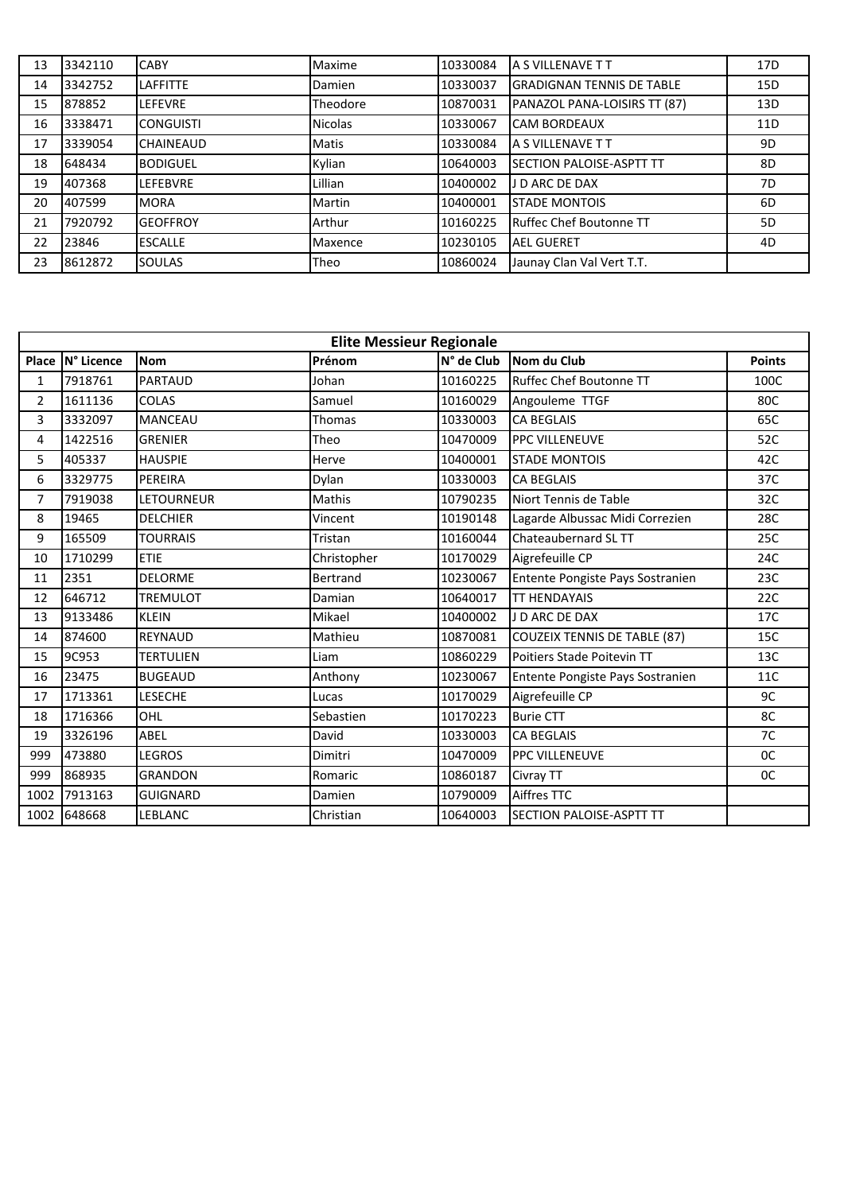| | | | | | | |
|---|---|---|---|---|---|---|
| 13 | 3342110 | CABY | Maxime | 10330084 | A S VILLENAVE T T | 17D |
| 14 | 3342752 | LAFFITTE | Damien | 10330037 | GRADIGNAN TENNIS DE TABLE | 15D |
| 15 | 878852 | LEFEVRE | Theodore | 10870031 | PANAZOL PANA-LOISIRS TT (87) | 13D |
| 16 | 3338471 | CONGUISTI | Nicolas | 10330067 | CAM BORDEAUX | 11D |
| 17 | 3339054 | CHAINEAUD | Matis | 10330084 | A S VILLENAVE T T | 9D |
| 18 | 648434 | BODIGUEL | Kylian | 10640003 | SECTION PALOISE-ASPTT TT | 8D |
| 19 | 407368 | LEFEBVRE | Lillian | 10400002 | J D ARC DE DAX | 7D |
| 20 | 407599 | MORA | Martin | 10400001 | STADE MONTOIS | 6D |
| 21 | 7920792 | GEOFFROY | Arthur | 10160225 | Ruffec Chef Boutonne TT | 5D |
| 22 | 23846 | ESCALLE | Maxence | 10230105 | AEL GUERET | 4D |
| 23 | 8612872 | SOULAS | Theo | 10860024 | Jaunay Clan Val Vert T.T. | |

## Elite Messieur Regionale

| Place | N° Licence | Nom | Prénom | N° de Club | Nom du Club | Points |
|---|---|---|---|---|---|---|
| 1 | 7918761 | PARTAUD | Johan | 10160225 | Ruffec Chef Boutonne TT | 100C |
| 2 | 1611136 | COLAS | Samuel | 10160029 | Angouleme TTGF | 80C |
| 3 | 3332097 | MANCEAU | Thomas | 10330003 | CA BEGLAIS | 65C |
| 4 | 1422516 | GRENIER | Theo | 10470009 | PPC VILLENEUVE | 52C |
| 5 | 405337 | HAUSPIE | Herve | 10400001 | STADE MONTOIS | 42C |
| 6 | 3329775 | PEREIRA | Dylan | 10330003 | CA BEGLAIS | 37C |
| 7 | 7919038 | LETOURNEUR | Mathis | 10790235 | Niort Tennis de Table | 32C |
| 8 | 19465 | DELCHIER | Vincent | 10190148 | Lagarde Albussac Midi Correzien | 28C |
| 9 | 165509 | TOURRAIS | Tristan | 10160044 | Chateaubernard SL TT | 25C |
| 10 | 1710299 | ETIE | Christopher | 10170029 | Aigrefeuille CP | 24C |
| 11 | 2351 | DELORME | Bertrand | 10230067 | Entente Pongiste Pays Sostranien | 23C |
| 12 | 646712 | TREMULOT | Damian | 10640017 | TT HENDAYAIS | 22C |
| 13 | 9133486 | KLEIN | Mikael | 10400002 | J D ARC DE DAX | 17C |
| 14 | 874600 | REYNAUD | Mathieu | 10870081 | COUZEIX TENNIS DE TABLE (87) | 15C |
| 15 | 9C953 | TERTULIEN | Liam | 10860229 | Poitiers Stade Poitevin TT | 13C |
| 16 | 23475 | BUGEAUD | Anthony | 10230067 | Entente Pongiste Pays Sostranien | 11C |
| 17 | 1713361 | LESECHE | Lucas | 10170029 | Aigrefeuille CP | 9C |
| 18 | 1716366 | OHL | Sebastien | 10170223 | Burie CTT | 8C |
| 19 | 3326196 | ABEL | David | 10330003 | CA BEGLAIS | 7C |
| 999 | 473880 | LEGROS | Dimitri | 10470009 | PPC VILLENEUVE | 0C |
| 999 | 868935 | GRANDON | Romaric | 10860187 | Civray TT | 0C |
| 1002 | 7913163 | GUIGNARD | Damien | 10790009 | Aiffres TTC | |
| 1002 | 648668 | LEBLANC | Christian | 10640003 | SECTION PALOISE-ASPTT TT | |